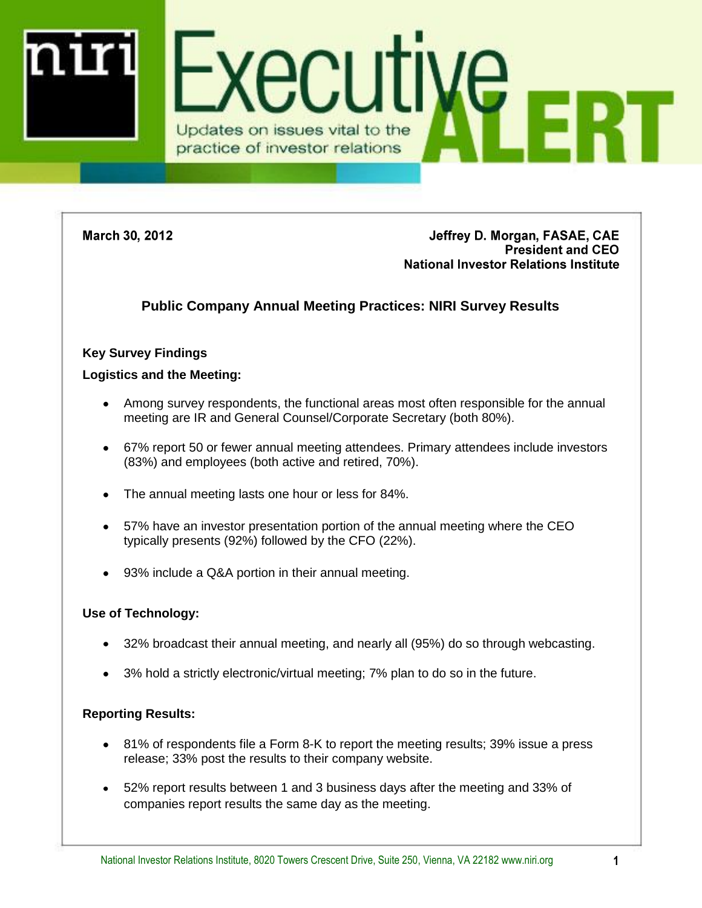# niri Executive ALERT

Updates on issues vital to the practice of investor relations

**March 30, 2012**

**Jeffrey D. Morgan, FASAE, CAE**
**President and CEO**
**National Investor Relations Institute**

## Public Company Annual Meeting Practices: NIRI Survey Results

### Key Survey Findings

#### Logistics and the Meeting:

- Among survey respondents, the functional areas most often responsible for the annual meeting are IR and General Counsel/Corporate Secretary (both 80%).
- 67% report 50 or fewer annual meeting attendees. Primary attendees include investors (83%) and employees (both active and retired, 70%).
- The annual meeting lasts one hour or less for 84%.
- 57% have an investor presentation portion of the annual meeting where the CEO typically presents (92%) followed by the CFO (22%).
- 93% include a Q&A portion in their annual meeting.

#### Use of Technology:

- 32% broadcast their annual meeting, and nearly all (95%) do so through webcasting.
- 3% hold a strictly electronic/virtual meeting; 7% plan to do so in the future.

#### Reporting Results:

- 81% of respondents file a Form 8-K to report the meeting results; 39% issue a press release; 33% post the results to their company website.
- 52% report results between 1 and 3 business days after the meeting and 33% of companies report results the same day as the meeting.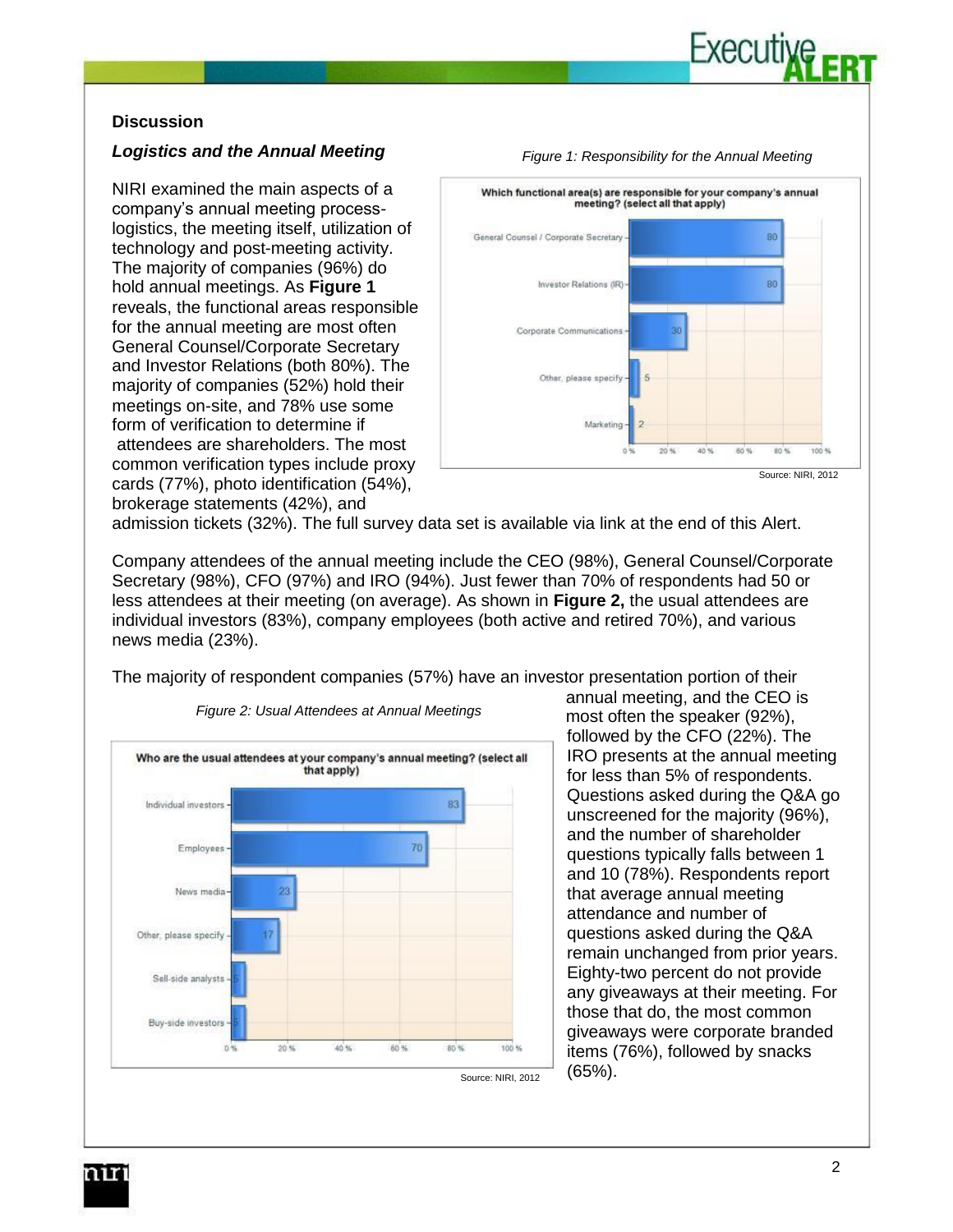### Discussion

#### *Logistics and the Annual Meeting*

NIRI examined the main aspects of a company's annual meeting process-logistics, the meeting itself, utilization of technology and post-meeting activity. The majority of companies (96%) do hold annual meetings. As **Figure 1** reveals, the functional areas responsible for the annual meeting are most often General Counsel/Corporate Secretary and Investor Relations (both 80%). The majority of companies (52%) hold their meetings on-site, and 78% use some form of verification to determine if attendees are shareholders. The most common verification types include proxy cards (77%), photo identification (54%), brokerage statements (42%), and admission tickets (32%). The full survey data set is available via link at the end of this Alert.

*Figure 1: Responsibility for the Annual Meeting*

Which functional area(s) are responsible for your company's annual meeting? (select all that apply)

| Functional area | % |
|---|---|
| General Counsel / Corporate Secretary | 80 |
| Investor Relations (IR) | 80 |
| Corporate Communications | 30 |
| Other, please specify | 5 |
| Marketing | 2 |

Source: NIRI, 2012

Company attendees of the annual meeting include the CEO (98%), General Counsel/Corporate Secretary (98%), CFO (97%) and IRO (94%). Just fewer than 70% of respondents had 50 or less attendees at their meeting (on average). As shown in **Figure 2,** the usual attendees are individual investors (83%), company employees (both active and retired 70%), and various news media (23%).

The majority of respondent companies (57%) have an investor presentation portion of their annual meeting, and the CEO is most often the speaker (92%), followed by the CFO (22%). The IRO presents at the annual meeting for less than 5% of respondents. Questions asked during the Q&A go unscreened for the majority (96%), and the number of shareholder questions typically falls between 1 and 10 (78%). Respondents report that average annual meeting attendance and number of questions asked during the Q&A remain unchanged from prior years. Eighty-two percent do not provide any giveaways at their meeting. For those that do, the most common giveaways were corporate branded items (76%), followed by snacks (65%).

*Figure 2: Usual Attendees at Annual Meetings*

Who are the usual attendees at your company's annual meeting? (select all that apply)

| Attendees | % |
|---|---|
| Individual investors | 83 |
| Employees | 70 |
| News media | 23 |
| Other, please specify | 17 |
| Sell-side analysts | 5 |
| Buy-side investors | 5 |

Source: NIRI, 2012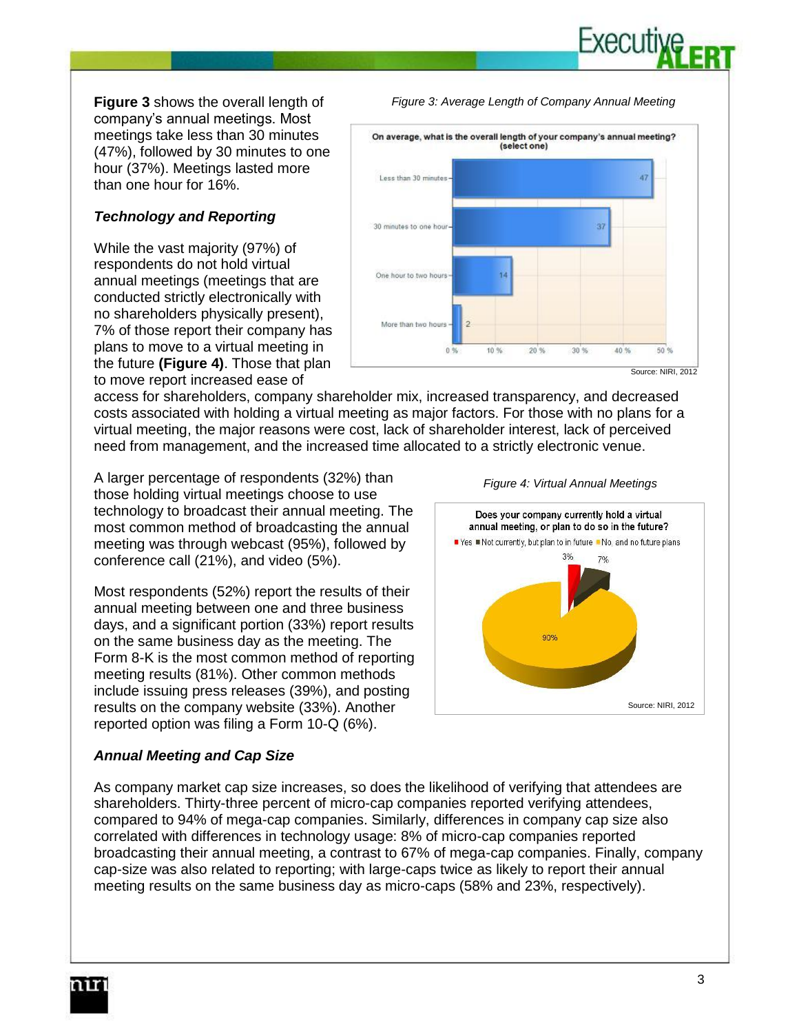**Figure 3** shows the overall length of company's annual meetings. Most meetings take less than 30 minutes (47%), followed by 30 minutes to one hour (37%). Meetings lasted more than one hour for 16%.

*Figure 3: Average Length of Company Annual Meeting*

On average, what is the overall length of your company's annual meeting? (select one)

| Length | % |
|---|---|
| Less than 30 minutes | 47 |
| 30 minutes to one hour | 37 |
| One hour to two hours | 14 |
| More than two hours | 2 |

Source: NIRI, 2012

### *Technology and Reporting*

While the vast majority (97%) of respondents do not hold virtual annual meetings (meetings that are conducted strictly electronically with no shareholders physically present), 7% of those report their company has plans to move to a virtual meeting in the future **(Figure 4)**. Those that plan to move report increased ease of access for shareholders, company shareholder mix, increased transparency, and decreased costs associated with holding a virtual meeting as major factors. For those with no plans for a virtual meeting, the major reasons were cost, lack of shareholder interest, lack of perceived need from management, and the increased time allocated to a strictly electronic venue.

*Figure 4: Virtual Annual Meetings*

Does your company currently hold a virtual annual meeting, or plan to do so in the future?

| Response | % |
|---|---|
| Yes | 3% |
| Not currently, but plan to in future | 7% |
| No, and no future plans | 90% |

Source: NIRI, 2012

A larger percentage of respondents (32%) than those holding virtual meetings choose to use technology to broadcast their annual meeting. The most common method of broadcasting the annual meeting was through webcast (95%), followed by conference call (21%), and video (5%).

Most respondents (52%) report the results of their annual meeting between one and three business days, and a significant portion (33%) report results on the same business day as the meeting. The Form 8-K is the most common method of reporting meeting results (81%). Other common methods include issuing press releases (39%), and posting results on the company website (33%). Another reported option was filing a Form 10-Q (6%).

### *Annual Meeting and Cap Size*

As company market cap size increases, so does the likelihood of verifying that attendees are shareholders. Thirty-three percent of micro-cap companies reported verifying attendees, compared to 94% of mega-cap companies. Similarly, differences in company cap size also correlated with differences in technology usage: 8% of micro-cap companies reported broadcasting their annual meeting, a contrast to 67% of mega-cap companies. Finally, company cap-size was also related to reporting; with large-caps twice as likely to report their annual meeting results on the same business day as micro-caps (58% and 23%, respectively).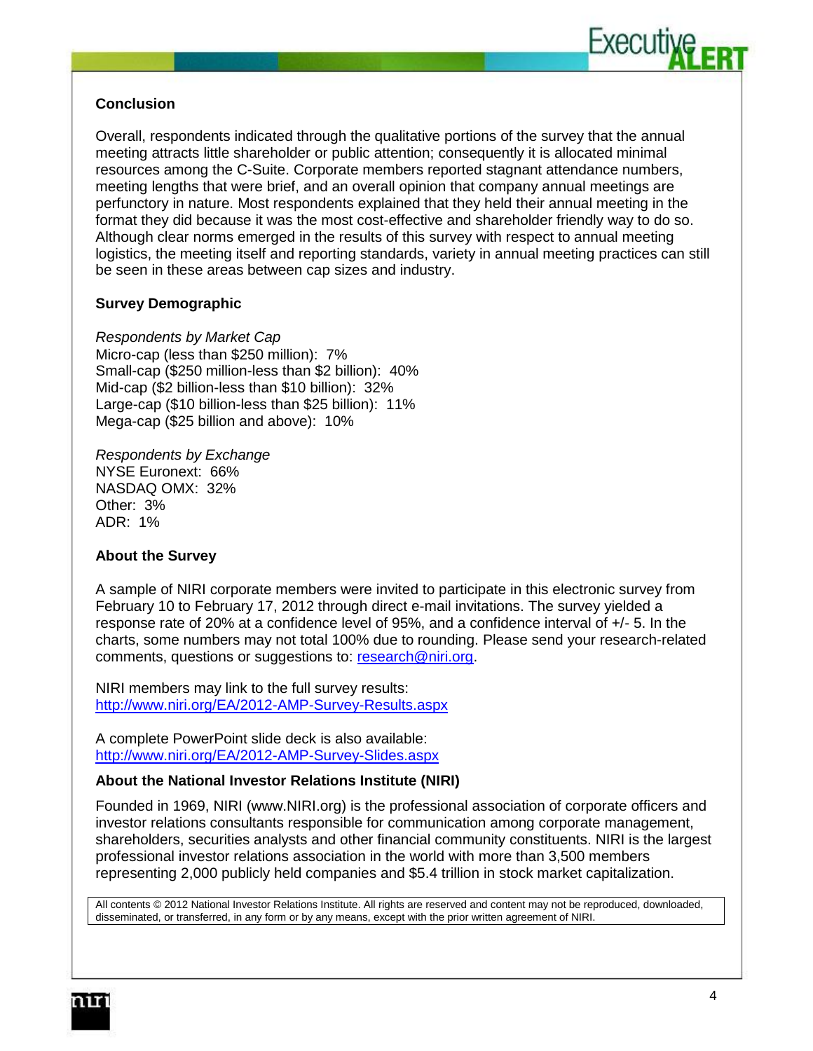## Conclusion

Overall, respondents indicated through the qualitative portions of the survey that the annual meeting attracts little shareholder or public attention; consequently it is allocated minimal resources among the C-Suite. Corporate members reported stagnant attendance numbers, meeting lengths that were brief, and an overall opinion that company annual meetings are perfunctory in nature. Most respondents explained that they held their annual meeting in the format they did because it was the most cost-effective and shareholder friendly way to do so. Although clear norms emerged in the results of this survey with respect to annual meeting logistics, the meeting itself and reporting standards, variety in annual meeting practices can still be seen in these areas between cap sizes and industry.

## Survey Demographic

*Respondents by Market Cap*
Micro-cap (less than $250 million): 7%
Small-cap ($250 million-less than $2 billion): 40%
Mid-cap ($2 billion-less than $10 billion): 32%
Large-cap ($10 billion-less than $25 billion): 11%
Mega-cap ($25 billion and above): 10%

*Respondents by Exchange*
NYSE Euronext: 66%
NASDAQ OMX: 32%
Other: 3%
ADR: 1%

## About the Survey

A sample of NIRI corporate members were invited to participate in this electronic survey from February 10 to February 17, 2012 through direct e-mail invitations. The survey yielded a response rate of 20% at a confidence level of 95%, and a confidence interval of +/- 5. In the charts, some numbers may not total 100% due to rounding. Please send your research-related comments, questions or suggestions to: research@niri.org.

NIRI members may link to the full survey results:
http://www.niri.org/EA/2012-AMP-Survey-Results.aspx

A complete PowerPoint slide deck is also available:
http://www.niri.org/EA/2012-AMP-Survey-Slides.aspx

## About the National Investor Relations Institute (NIRI)

Founded in 1969, NIRI (www.NIRI.org) is the professional association of corporate officers and investor relations consultants responsible for communication among corporate management, shareholders, securities analysts and other financial community constituents. NIRI is the largest professional investor relations association in the world with more than 3,500 members representing 2,000 publicly held companies and $5.4 trillion in stock market capitalization.

All contents © 2012 National Investor Relations Institute. All rights are reserved and content may not be reproduced, downloaded, disseminated, or transferred, in any form or by any means, except with the prior written agreement of NIRI.